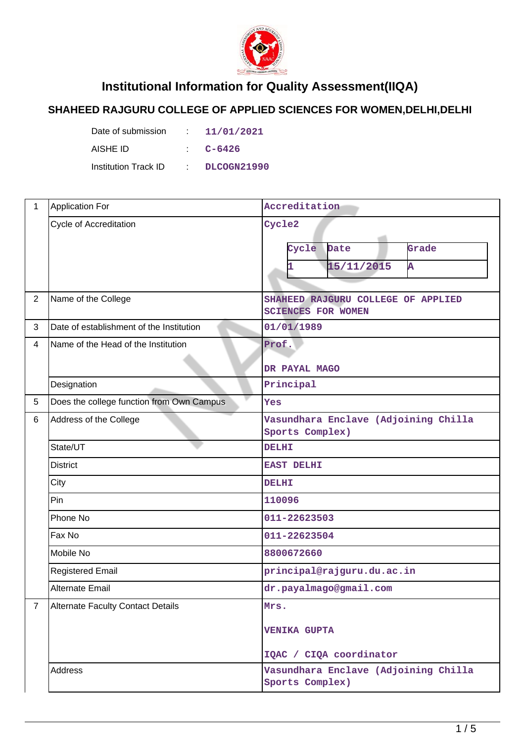# Institutional Information for Quality Assessment(IIQA)

## SHAHEED RAJGURU COLLEGE OF APPLIED SCIENCES FOR WOMEN,DELHI,DELHI

| | | |
|---|---|---|
| Date of submission | : | 11/01/2021 |
| AISHE ID | : | C-6426 |
| Institution Track ID | : | DLCOGN21990 |

| | | |
|---|---|---|
| 1 | Application For | Accreditation |
| | Cycle of Accreditation | Cycle2<br><br>Cycle: 1, Date: 15/11/2015, Grade: A |
| 2 | Name of the College | SHAHEED RAJGURU COLLEGE OF APPLIED SCIENCES FOR WOMEN |
| 3 | Date of establishment of the Institution | 01/01/1989 |
| 4 | Name of the Head of the Institution | Prof.<br><br>DR PAYAL MAGO |
| | Designation | Principal |
| 5 | Does the college function from Own Campus | Yes |
| 6 | Address of the College | Vasundhara Enclave (Adjoining Chilla Sports Complex) |
| | State/UT | DELHI |
| | District | EAST DELHI |
| | City | DELHI |
| | Pin | 110096 |
| | Phone No | 011-22623503 |
| | Fax No | 011-22623504 |
| | Mobile No | 8800672660 |
| | Registered Email | principal@rajguru.du.ac.in |
| | Alternate Email | dr.payalmago@gmail.com |
| 7 | Alternate Faculty Contact Details | Mrs.<br><br>VENIKA GUPTA<br><br>IQAC / CIQA coordinator |
| | Address | Vasundhara Enclave (Adjoining Chilla Sports Complex) |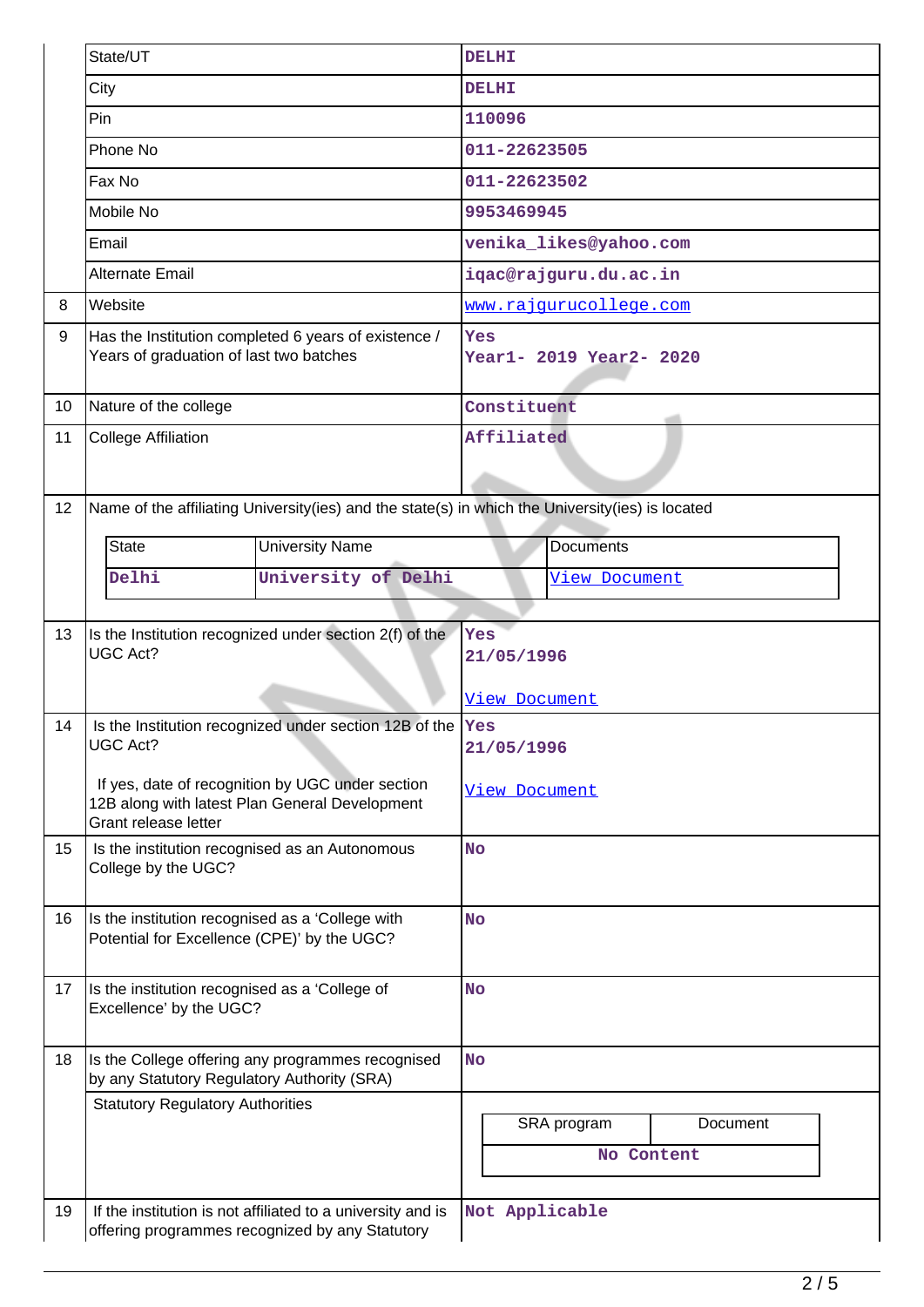| | | |
|---|---|---|
| | State/UT | DELHI |
| | City | DELHI |
| | Pin | 110096 |
| | Phone No | 011-22623505 |
| | Fax No | 011-22623502 |
| | Mobile No | 9953469945 |
| | Email | venika_likes@yahoo.com |
| | Alternate Email | iqac@rajguru.du.ac.in |
| 8 | Website | www.rajgurucollege.com |
| 9 | Has the Institution completed 6 years of existence / Years of graduation of last two batches | Yes<br>Year1- 2019 Year2- 2020 |
| 10 | Nature of the college | Constituent |
| 11 | College Affiliation | Affiliated |
| 12 | Name of the affiliating University(ies) and the state(s) in which the University(ies) is located | |

| State | University Name | Documents |
|---|---|---|
| Delhi | University of Delhi | View Document |

| | | |
|---|---|---|
| 13 | Is the Institution recognized under section 2(f) of the UGC Act? | Yes<br>21/05/1996<br>View Document |
| 14 | Is the Institution recognized under section 12B of the UGC Act?<br>If yes, date of recognition by UGC under section 12B along with latest Plan General Development Grant release letter | Yes<br>21/05/1996<br>View Document |
| 15 | Is the institution recognised as an Autonomous College by the UGC? | No |
| 16 | Is the institution recognised as a 'College with Potential for Excellence (CPE)' by the UGC? | No |
| 17 | Is the institution recognised as a 'College of Excellence' by the UGC? | No |
| 18 | Is the College offering any programmes recognised by any Statutory Regulatory Authority (SRA) | No |
| | Statutory Regulatory Authorities | |

| SRA program | Document |
|---|---|
| No Content | |

| | | |
|---|---|---|
| 19 | If the institution is not affiliated to a university and is offering programmes recognized by any Statutory | Not Applicable |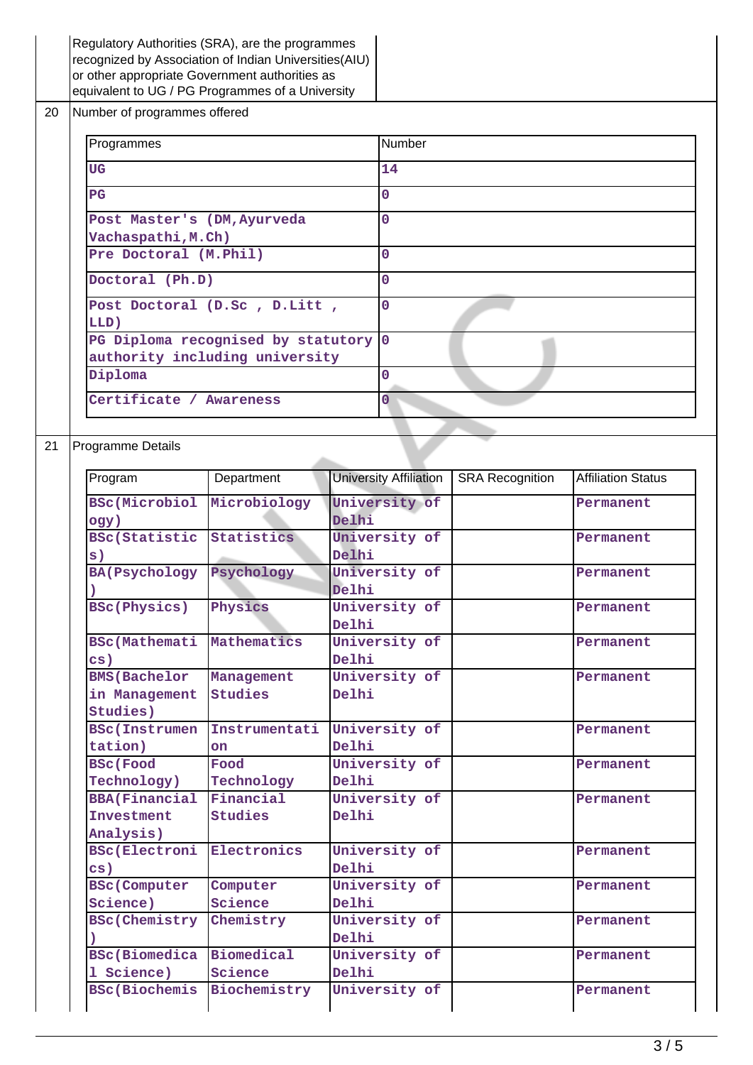| | | |
|---|---|---|
| | Regulatory Authorities (SRA), are the programmes recognized by Association of Indian Universities(AIU) or other appropriate Government authorities as equivalent to UG / PG Programmes of a University | |
| 20 | Number of programmes offered | |

| Programmes | Number |
|---|---|
| UG | 14 |
| PG | 0 |
| Post Master's (DM,Ayurveda Vachaspathi,M.Ch) | 0 |
| Pre Doctoral (M.Phil) | 0 |
| Doctoral (Ph.D) | 0 |
| Post Doctoral (D.Sc , D.Litt , LLD) | 0 |
| PG Diploma recognised by statutory authority including university | 0 |
| Diploma | 0 |
| Certificate / Awareness | 0 |

21 Programme Details

| Program | Department | University Affiliation | SRA Recognition | Affiliation Status |
|---|---|---|---|---|
| BSc(Microbiology) | Microbiology | University of Delhi | | Permanent |
| BSc(Statistics) | Statistics | University of Delhi | | Permanent |
| BA(Psychology) | Psychology | University of Delhi | | Permanent |
| BSc(Physics) | Physics | University of Delhi | | Permanent |
| BSc(Mathematics) | Mathematics | University of Delhi | | Permanent |
| BMS(Bachelor in Management Studies) | Management Studies | University of Delhi | | Permanent |
| BSc(Instrumentation) | Instrumentation | University of Delhi | | Permanent |
| BSc(Food Technology) | Food Technology | University of Delhi | | Permanent |
| BBA(Financial Investment Analysis) | Financial Studies | University of Delhi | | Permanent |
| BSc(Electronics) | Electronics | University of Delhi | | Permanent |
| BSc(Computer Science) | Computer Science | University of Delhi | | Permanent |
| BSc(Chemistry) | Chemistry | University of Delhi | | Permanent |
| BSc(Biomedical Science) | Biomedical Science | University of Delhi | | Permanent |
| BSc(Biochemis | Biochemistry | University of | | Permanent |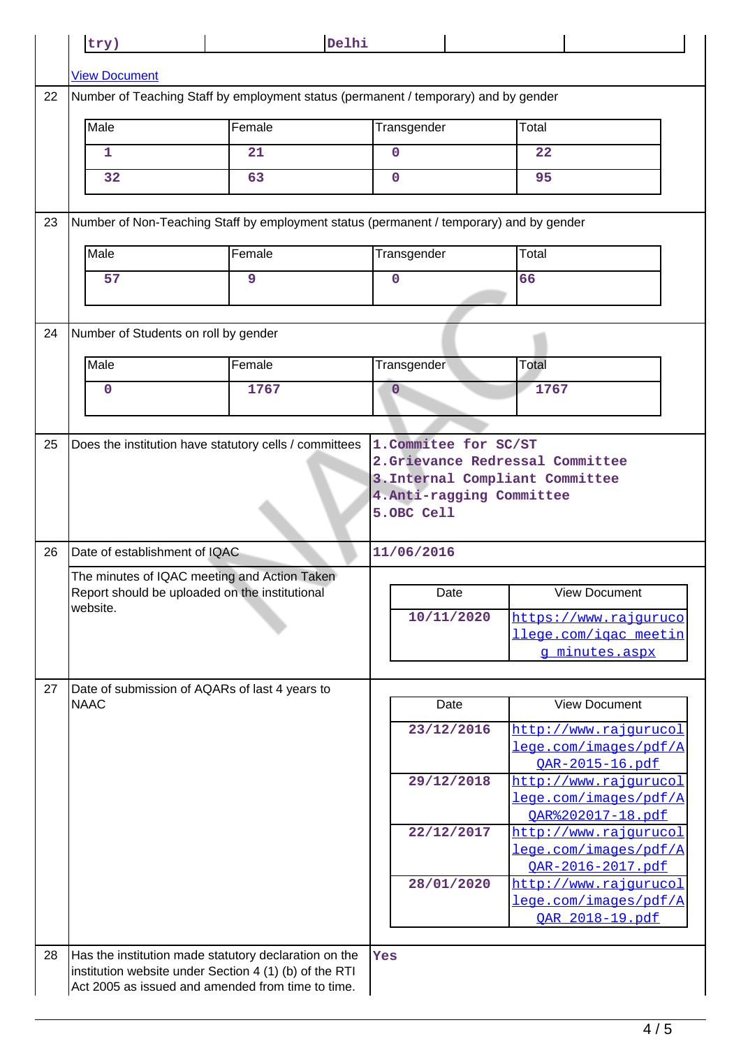| try) | | Delhi | | |
|---|---|---|---|---|

View Document

| 22 | Number of Teaching Staff by employment status (permanent / temporary) and by gender |
|---|---|

| Male | Female | Transgender | Total |
|---|---|---|---|
| 1 | 21 | 0 | 22 |
| 32 | 63 | 0 | 95 |

| 23 | Number of Non-Teaching Staff by employment status (permanent / temporary) and by gender |
|---|---|

| Male | Female | Transgender | Total |
|---|---|---|---|
| 57 | 9 | 0 | 66 |

| 24 | Number of Students on roll by gender |
|---|---|

| Male | Female | Transgender | Total |
|---|---|---|---|
| 0 | 1767 | 0 | 1767 |

| 25 | Does the institution have statutory cells / committees | 1.Commitee for SC/ST<br>2.Grievance Redressal Committee<br>3.Internal Compliant Committee<br>4.Anti-ragging Committee<br>5.OBC Cell |
|---|---|---|
| 26 | Date of establishment of IQAC | 11/06/2016 |
| | The minutes of IQAC meeting and Action Taken Report should be uploaded on the institutional website. | |

| Date | View Document |
|---|---|
| 10/11/2020 | https://www.rajgurucollege.com/iqac_meeting_minutes.aspx |

| 27 | Date of submission of AQARs of last 4 years to NAAC |
|---|---|

| Date | View Document |
|---|---|
| 23/12/2016 | http://www.rajgurucollege.com/images/pdf/AQAR-2015-16.pdf |
| 29/12/2018 | http://www.rajgurucollege.com/images/pdf/AQAR%202017-18.pdf |
| 22/12/2017 | http://www.rajgurucollege.com/images/pdf/AQAR-2016-2017.pdf |
| 28/01/2020 | http://www.rajgurucollege.com/images/pdf/AQAR_2018-19.pdf |

| 28 | Has the institution made statutory declaration on the institution website under Section 4 (1) (b) of the RTI Act 2005 as issued and amended from time to time. | Yes |
|---|---|---|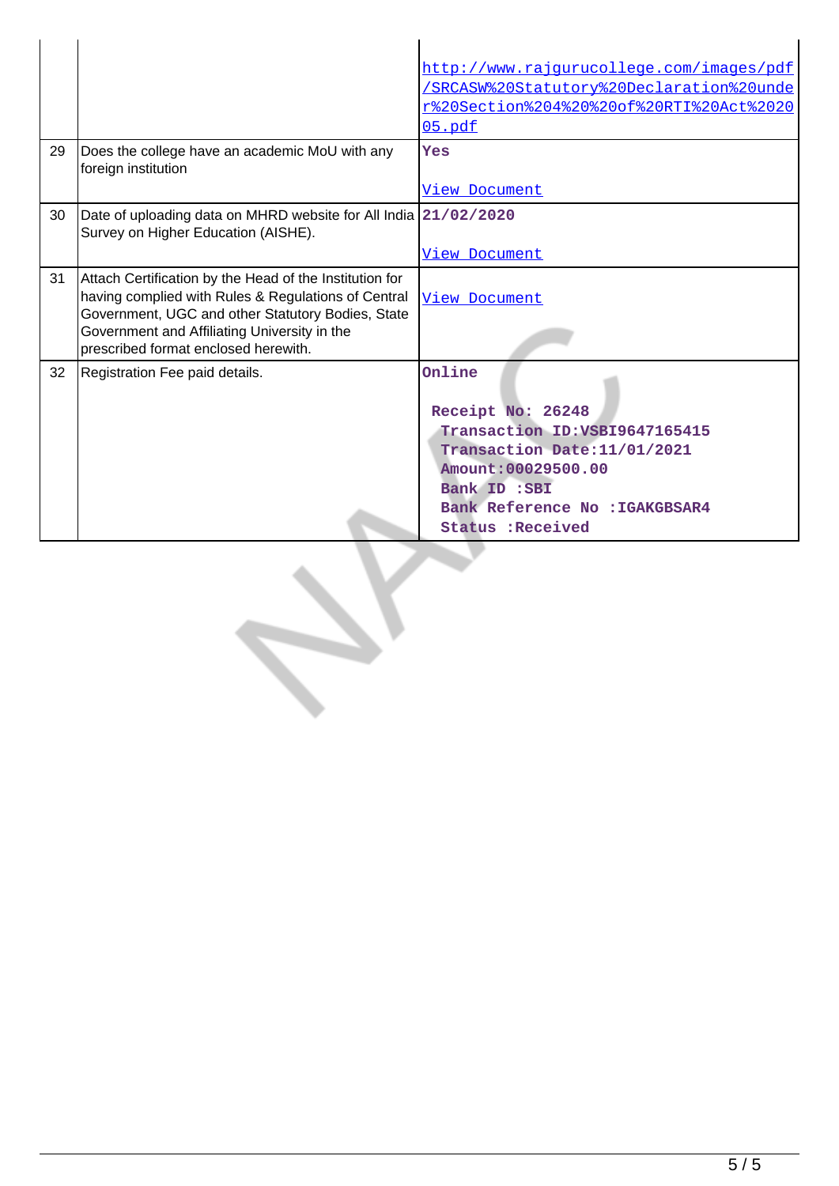| | | |
|---|---|---|
| | | http://www.rajgurucollege.com/images/pdf/SRCASW%20Statutory%20Declaration%20under%20Section%204%20%20of%20RTI%20Act%202005.pdf |
| 29 | Does the college have an academic MoU with any foreign institution | **Yes**<br><br>View Document |
| 30 | Date of uploading data on MHRD website for All India Survey on Higher Education (AISHE). | **21/02/2020**<br><br>View Document |
| 31 | Attach Certification by the Head of the Institution for having complied with Rules & Regulations of Central Government, UGC and other Statutory Bodies, State Government and Affiliating University in the prescribed format enclosed herewith. | View Document |
| 32 | Registration Fee paid details. | **Online**<br><br>**Receipt No: 26248**<br>**Transaction ID:VSBI9647165415**<br>**Transaction Date:11/01/2021**<br>**Amount:00029500.00**<br>**Bank ID :SBI**<br>**Bank Reference No :IGAKGBSAR4**<br>**Status :Received** |